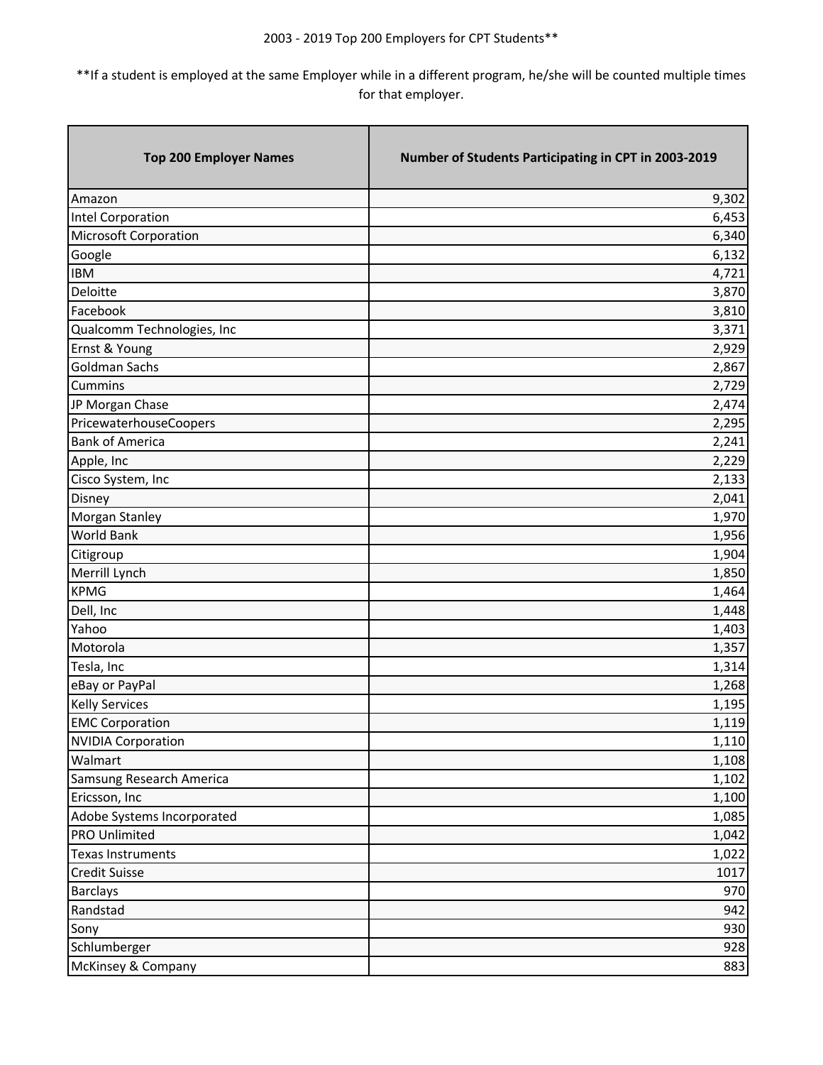2003 - 2019 Top 200 Employers for CPT Students**

**If a student is employed at the same Employer while in a different program, he/she will be counted multiple times for that employer.

| Top 200 Employer Names | Number of Students Participating in CPT in 2003-2019 |
|---|---:|
| Amazon | 9,302 |
| Intel Corporation | 6,453 |
| Microsoft Corporation | 6,340 |
| Google | 6,132 |
| IBM | 4,721 |
| Deloitte | 3,870 |
| Facebook | 3,810 |
| Qualcomm Technologies, Inc | 3,371 |
| Ernst & Young | 2,929 |
| Goldman Sachs | 2,867 |
| Cummins | 2,729 |
| JP Morgan Chase | 2,474 |
| PricewaterhouseCoopers | 2,295 |
| Bank of America | 2,241 |
| Apple, Inc | 2,229 |
| Cisco System, Inc | 2,133 |
| Disney | 2,041 |
| Morgan Stanley | 1,970 |
| World Bank | 1,956 |
| Citigroup | 1,904 |
| Merrill Lynch | 1,850 |
| KPMG | 1,464 |
| Dell, Inc | 1,448 |
| Yahoo | 1,403 |
| Motorola | 1,357 |
| Tesla, Inc | 1,314 |
| eBay or PayPal | 1,268 |
| Kelly Services | 1,195 |
| EMC Corporation | 1,119 |
| NVIDIA Corporation | 1,110 |
| Walmart | 1,108 |
| Samsung Research America | 1,102 |
| Ericsson, Inc | 1,100 |
| Adobe Systems Incorporated | 1,085 |
| PRO Unlimited | 1,042 |
| Texas Instruments | 1,022 |
| Credit Suisse | 1017 |
| Barclays | 970 |
| Randstad | 942 |
| Sony | 930 |
| Schlumberger | 928 |
| McKinsey & Company | 883 |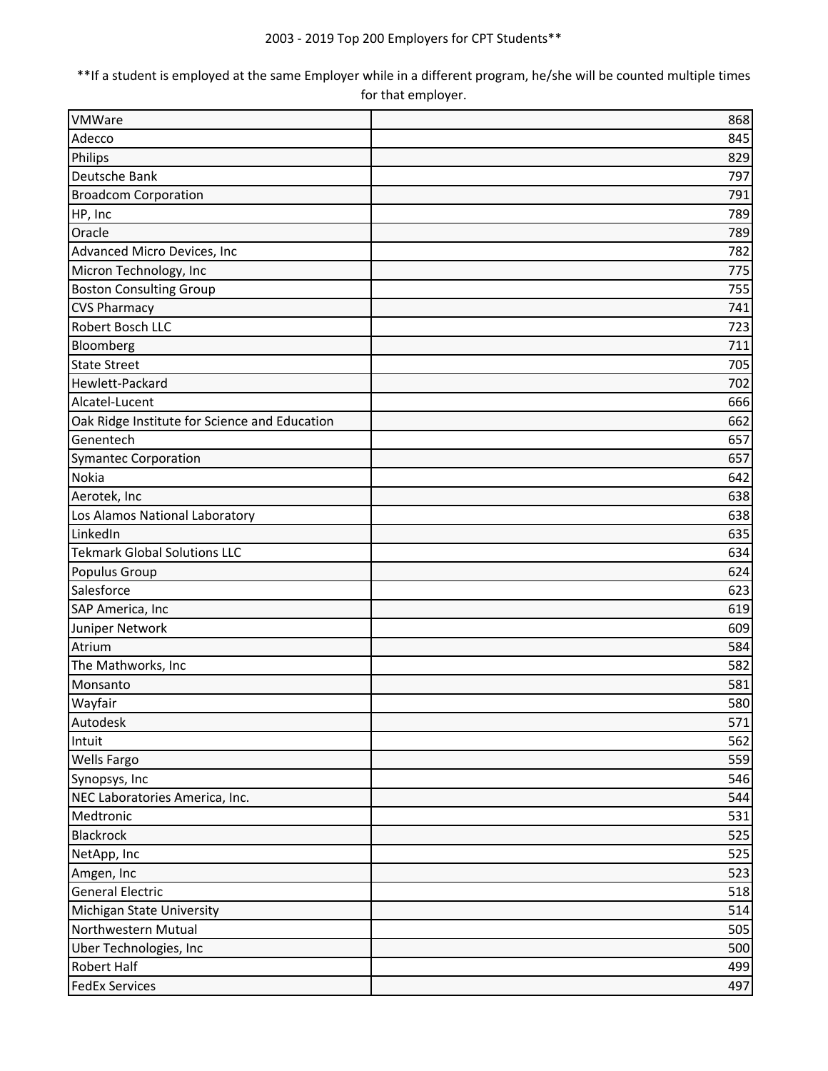2003 - 2019 Top 200 Employers for CPT Students**

**If a student is employed at the same Employer while in a different program, he/she will be counted multiple times for that employer.

| | |
|---|---|
| VMWare | 868 |
| Adecco | 845 |
| Philips | 829 |
| Deutsche Bank | 797 |
| Broadcom Corporation | 791 |
| HP, Inc | 789 |
| Oracle | 789 |
| Advanced Micro Devices, Inc | 782 |
| Micron Technology, Inc | 775 |
| Boston Consulting Group | 755 |
| CVS Pharmacy | 741 |
| Robert Bosch LLC | 723 |
| Bloomberg | 711 |
| State Street | 705 |
| Hewlett-Packard | 702 |
| Alcatel-Lucent | 666 |
| Oak Ridge Institute for Science and Education | 662 |
| Genentech | 657 |
| Symantec Corporation | 657 |
| Nokia | 642 |
| Aerotek, Inc | 638 |
| Los Alamos National Laboratory | 638 |
| LinkedIn | 635 |
| Tekmark Global Solutions LLC | 634 |
| Populus Group | 624 |
| Salesforce | 623 |
| SAP America, Inc | 619 |
| Juniper Network | 609 |
| Atrium | 584 |
| The Mathworks, Inc | 582 |
| Monsanto | 581 |
| Wayfair | 580 |
| Autodesk | 571 |
| Intuit | 562 |
| Wells Fargo | 559 |
| Synopsys, Inc | 546 |
| NEC Laboratories America, Inc. | 544 |
| Medtronic | 531 |
| Blackrock | 525 |
| NetApp, Inc | 525 |
| Amgen, Inc | 523 |
| General Electric | 518 |
| Michigan State University | 514 |
| Northwestern Mutual | 505 |
| Uber Technologies, Inc | 500 |
| Robert Half | 499 |
| FedEx Services | 497 |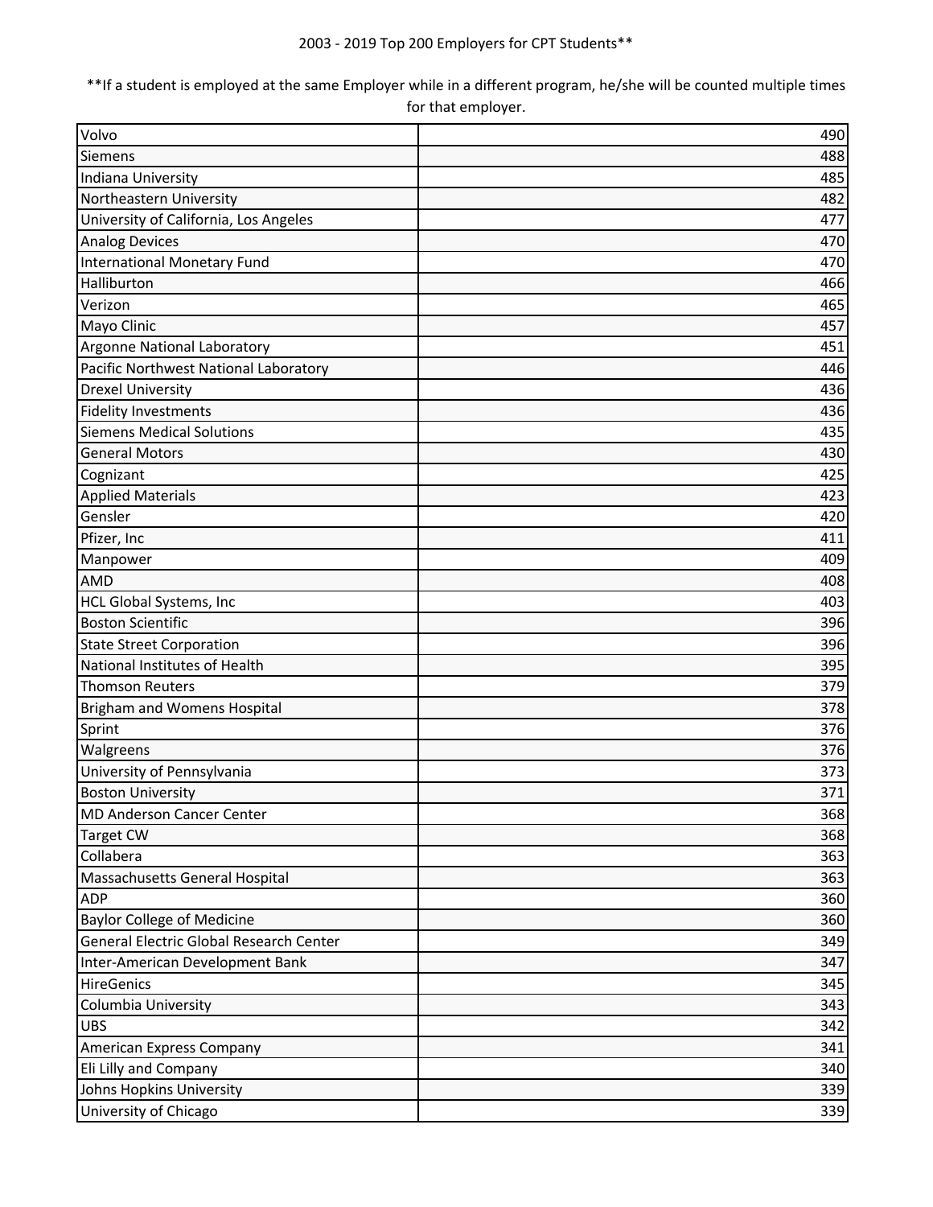2003 - 2019 Top 200 Employers for CPT Students**

**If a student is employed at the same Employer while in a different program, he/she will be counted multiple times for that employer.

| Employer | Count |
|---|---|
| Volvo | 490 |
| Siemens | 488 |
| Indiana University | 485 |
| Northeastern University | 482 |
| University of California, Los Angeles | 477 |
| Analog Devices | 470 |
| International Monetary Fund | 470 |
| Halliburton | 466 |
| Verizon | 465 |
| Mayo Clinic | 457 |
| Argonne National Laboratory | 451 |
| Pacific Northwest National Laboratory | 446 |
| Drexel University | 436 |
| Fidelity Investments | 436 |
| Siemens Medical Solutions | 435 |
| General Motors | 430 |
| Cognizant | 425 |
| Applied Materials | 423 |
| Gensler | 420 |
| Pfizer, Inc | 411 |
| Manpower | 409 |
| AMD | 408 |
| HCL Global Systems, Inc | 403 |
| Boston Scientific | 396 |
| State Street Corporation | 396 |
| National Institutes of Health | 395 |
| Thomson Reuters | 379 |
| Brigham and Womens Hospital | 378 |
| Sprint | 376 |
| Walgreens | 376 |
| University of Pennsylvania | 373 |
| Boston University | 371 |
| MD Anderson Cancer Center | 368 |
| Target CW | 368 |
| Collabera | 363 |
| Massachusetts General Hospital | 363 |
| ADP | 360 |
| Baylor College of Medicine | 360 |
| General Electric Global Research Center | 349 |
| Inter-American Development Bank | 347 |
| HireGenics | 345 |
| Columbia University | 343 |
| UBS | 342 |
| American Express Company | 341 |
| Eli Lilly and Company | 340 |
| Johns Hopkins University | 339 |
| University of Chicago | 339 |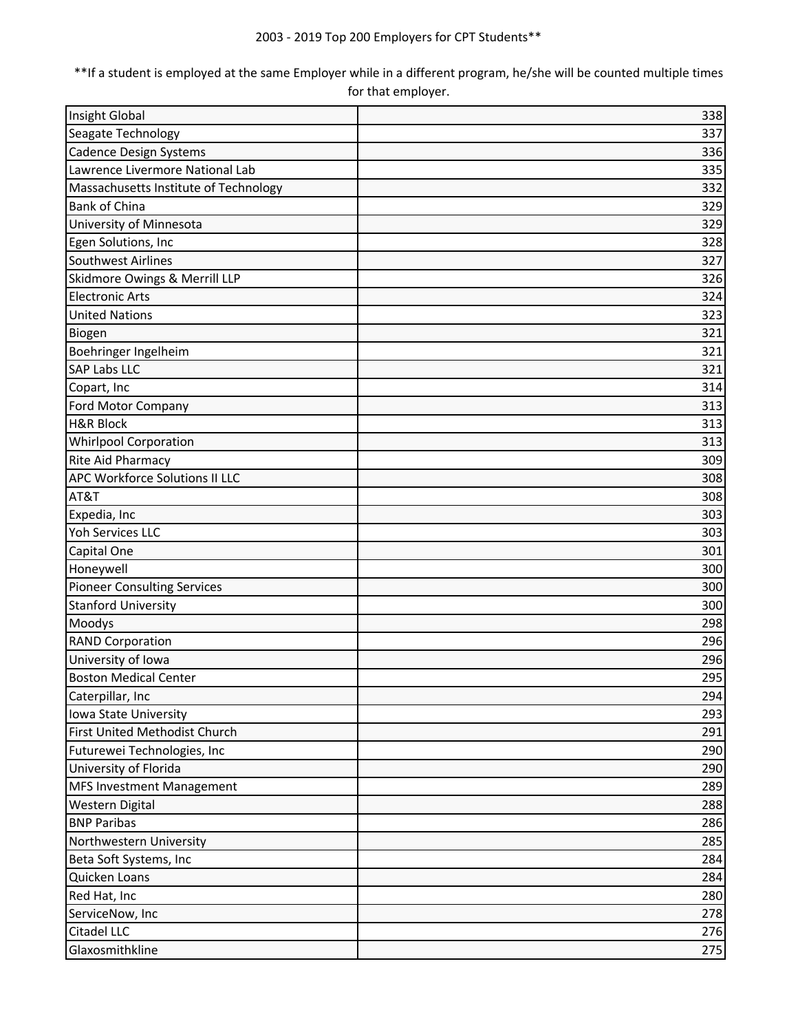2003 - 2019 Top 200 Employers for CPT Students**

**If a student is employed at the same Employer while in a different program, he/she will be counted multiple times for that employer.

| | |
|---|---:|
| Insight Global | 338 |
| Seagate Technology | 337 |
| Cadence Design Systems | 336 |
| Lawrence Livermore National Lab | 335 |
| Massachusetts Institute of Technology | 332 |
| Bank of China | 329 |
| University of Minnesota | 329 |
| Egen Solutions, Inc | 328 |
| Southwest Airlines | 327 |
| Skidmore Owings & Merrill LLP | 326 |
| Electronic Arts | 324 |
| United Nations | 323 |
| Biogen | 321 |
| Boehringer Ingelheim | 321 |
| SAP Labs LLC | 321 |
| Copart, Inc | 314 |
| Ford Motor Company | 313 |
| H&R Block | 313 |
| Whirlpool Corporation | 313 |
| Rite Aid Pharmacy | 309 |
| APC Workforce Solutions II LLC | 308 |
| AT&T | 308 |
| Expedia, Inc | 303 |
| Yoh Services LLC | 303 |
| Capital One | 301 |
| Honeywell | 300 |
| Pioneer Consulting Services | 300 |
| Stanford University | 300 |
| Moodys | 298 |
| RAND Corporation | 296 |
| University of Iowa | 296 |
| Boston Medical Center | 295 |
| Caterpillar, Inc | 294 |
| Iowa State University | 293 |
| First United Methodist Church | 291 |
| Futurewei Technologies, Inc | 290 |
| University of Florida | 290 |
| MFS Investment Management | 289 |
| Western Digital | 288 |
| BNP Paribas | 286 |
| Northwestern University | 285 |
| Beta Soft Systems, Inc | 284 |
| Quicken Loans | 284 |
| Red Hat, Inc | 280 |
| ServiceNow, Inc | 278 |
| Citadel LLC | 276 |
| Glaxosmithkline | 275 |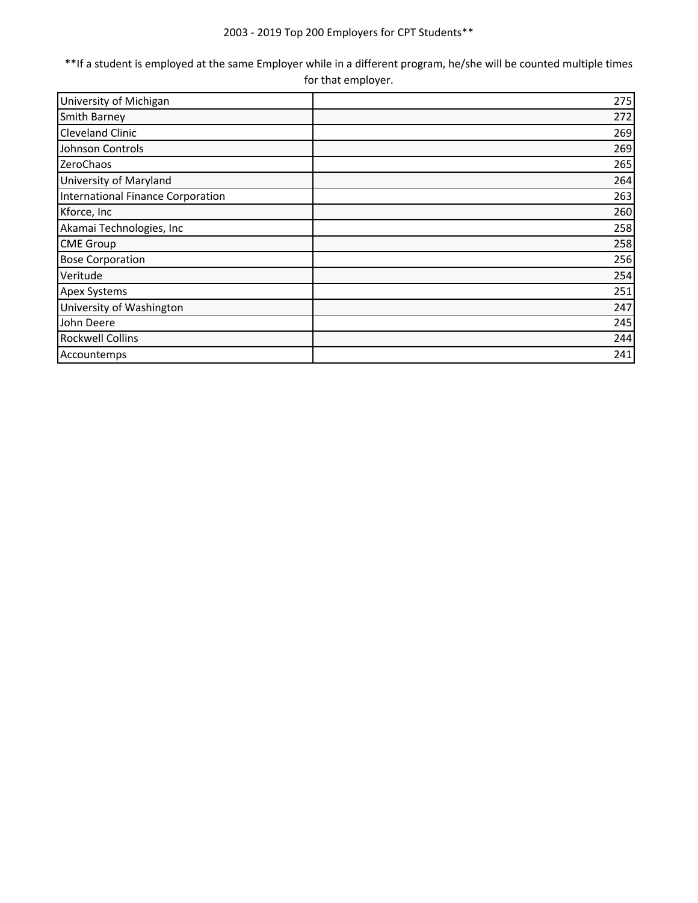2003 - 2019 Top 200 Employers for CPT Students**

**If a student is employed at the same Employer while in a different program, he/she will be counted multiple times for that employer.

| | |
|---|---|
| University of Michigan | 275 |
| Smith Barney | 272 |
| Cleveland Clinic | 269 |
| Johnson Controls | 269 |
| ZeroChaos | 265 |
| University of Maryland | 264 |
| International Finance Corporation | 263 |
| Kforce, Inc | 260 |
| Akamai Technologies, Inc | 258 |
| CME Group | 258 |
| Bose Corporation | 256 |
| Veritude | 254 |
| Apex Systems | 251 |
| University of Washington | 247 |
| John Deere | 245 |
| Rockwell Collins | 244 |
| Accountemps | 241 |